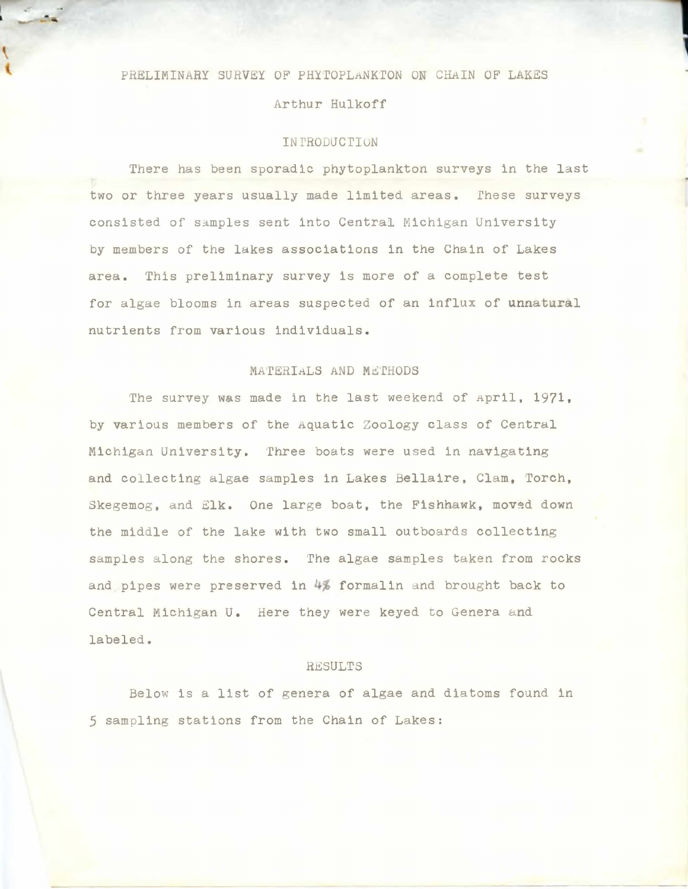# PRELIMINARY SURVEY OF PHYTOPLANKTON ON CHAIN OF LAKES

Arthur Hulkoff

## INTRODUCTION

There has been sporadic phytoplankton surveys in the last two or three years usually made limited areas. These surveys consisted of samples sent into Central Michigan University by members of the lakes associations in the Chain of Lakes area. This preliminary survey is more of a complete test for algae blooms in areas suspected of an influx of unnatural nutrients from various individuals.

## MATERIALS AND METHODS

The survey was made in the last weekend of April, 1971, by various members of the Aquatic Zoology class of Central Michigan University. Three boats were used in navigating and collecting algae samples in Lakes Bellaire, Clam, Torch, Skegemog, and Elk. One large boat, the Fishhawk, moved down the middle of the lake with two small outboards collecting samples along the shores. The algae samples taken from rocks and pipes were preserved in 4% formalin and brought back to Central Michigan U. Here they were keyed to Genera and labeled.

## RESULTS

Below is a list of genera of algae and diatoms found in 5 sampling stations from the Chain of Lakes: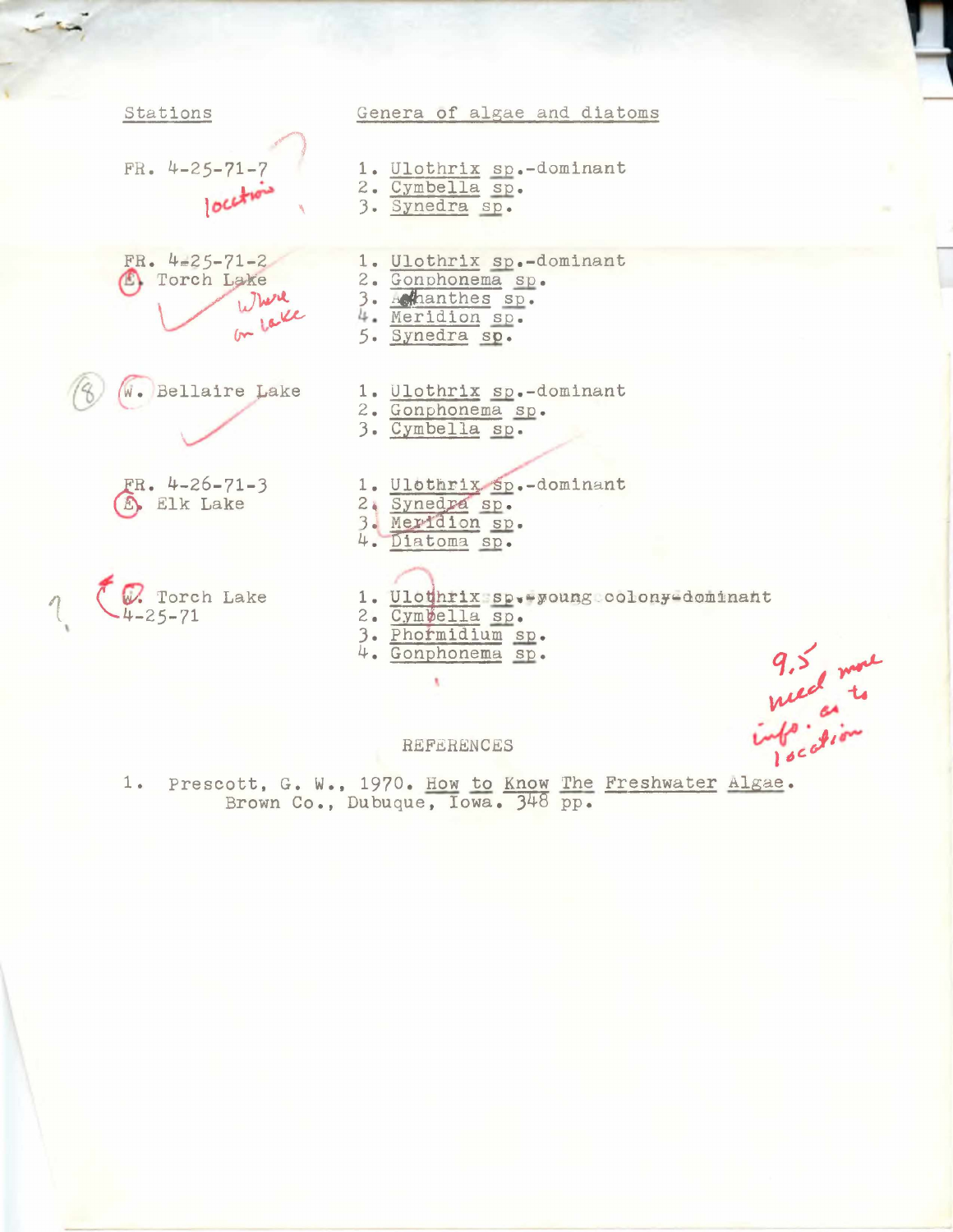| Stations | Genera of algae and diatoms |
| --- | --- |
| FR. 4-25-71-7 | 1. *Ulothrix* sp.-dominant<br>2. *Cymbella* sp.<br>3. *Synedra* sp. |
| FR. 4-25-71-2<br>E. Torch Lake | 1. *Ulothrix* sp.-dominant<br>2. *Gonphonema* sp.<br>3. *Achnanthes* sp.<br>4. *Meridion* sp.<br>5. *Synedra* sp. |
| W. Bellaire Lake | 1. *Ulothrix* sp.-dominant<br>2. *Gonphonema* sp.<br>3. *Cymbella* sp. |
| FR. 4-26-71-3<br>E. Elk Lake | 1. *Ulothrix* sp.-dominant<br>2. *Synedra* sp.<br>3. *Meridion* sp.<br>4. *Diatoma* sp. |
| W. Torch Lake<br>4-25-71 | 1. *Ulothrix* sp.-young colony-dominant<br>2. *Cymbella* sp.<br>3. *Phormidium* sp.<br>4. *Gonphonema* sp. |

location

Where on lake

9.5 need more info. as to location

## REFERENCES

1. Prescott, G. W., 1970. *How to Know The Freshwater Algae*. Brown Co., Dubuque, Iowa. 348 pp.